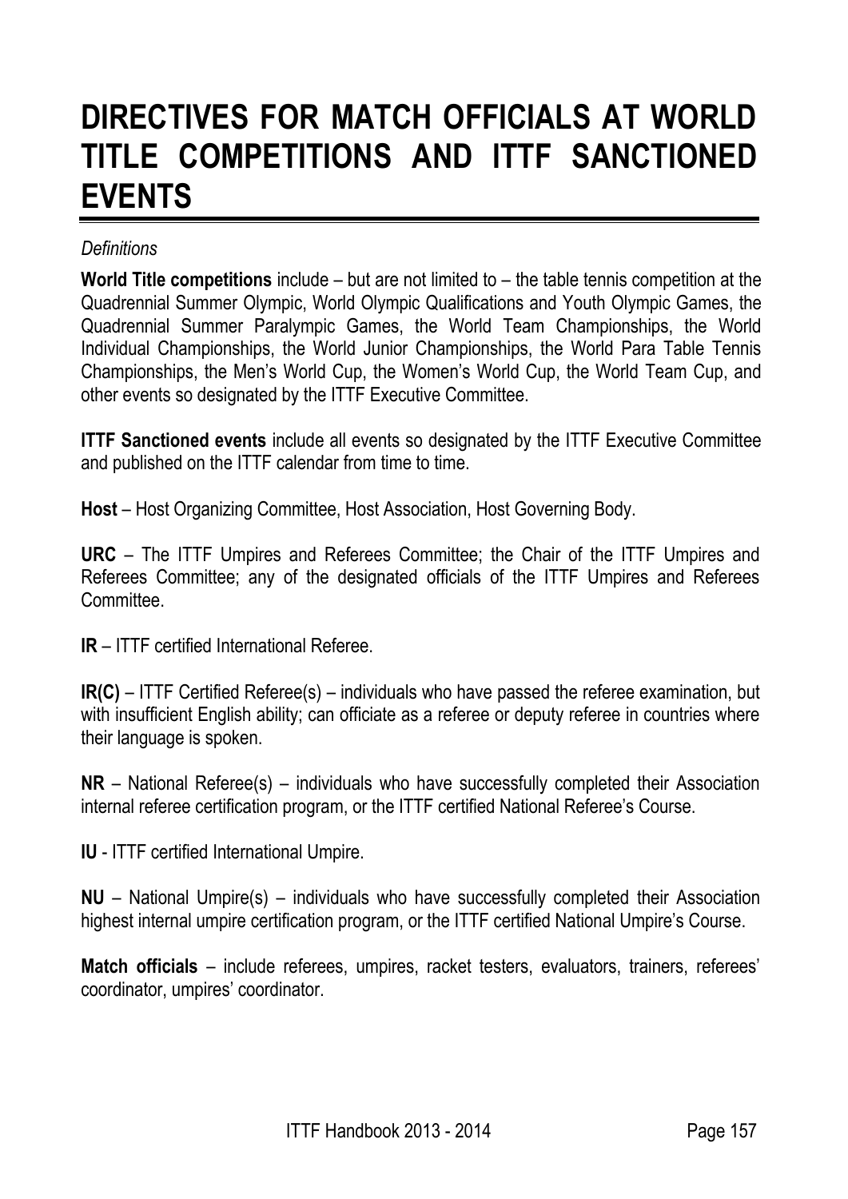# DIRECTIVES FOR MATCH OFFICIALS AT WORLD TITLE COMPETITIONS AND ITTF SANCTIONED EVENTS

*Definitions*

**World Title competitions** include – but are not limited to – the table tennis competition at the Quadrennial Summer Olympic, World Olympic Qualifications and Youth Olympic Games, the Quadrennial Summer Paralympic Games, the World Team Championships, the World Individual Championships, the World Junior Championships, the World Para Table Tennis Championships, the Men's World Cup, the Women's World Cup, the World Team Cup, and other events so designated by the ITTF Executive Committee.

**ITTF Sanctioned events** include all events so designated by the ITTF Executive Committee and published on the ITTF calendar from time to time.

**Host** – Host Organizing Committee, Host Association, Host Governing Body.

**URC** – The ITTF Umpires and Referees Committee; the Chair of the ITTF Umpires and Referees Committee; any of the designated officials of the ITTF Umpires and Referees Committee.

**IR** – ITTF certified International Referee.

**IR(C)** – ITTF Certified Referee(s) – individuals who have passed the referee examination, but with insufficient English ability; can officiate as a referee or deputy referee in countries where their language is spoken.

**NR** – National Referee(s) – individuals who have successfully completed their Association internal referee certification program, or the ITTF certified National Referee's Course.

**IU** - ITTF certified International Umpire.

**NU** – National Umpire(s) – individuals who have successfully completed their Association highest internal umpire certification program, or the ITTF certified National Umpire's Course.

**Match officials** – include referees, umpires, racket testers, evaluators, trainers, referees' coordinator, umpires' coordinator.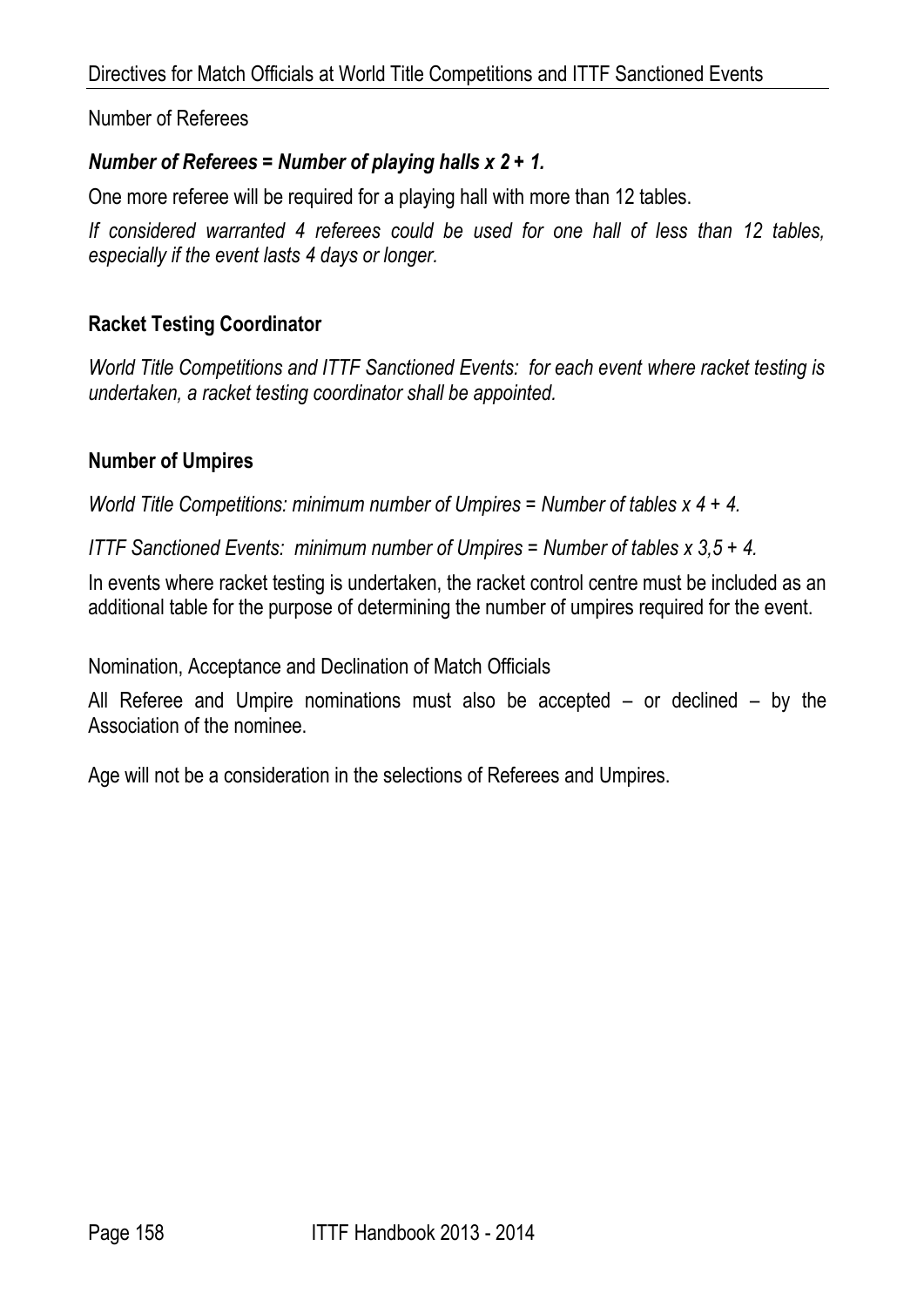Number of Referees

***Number of Referees = Number of playing halls x 2 + 1.***

One more referee will be required for a playing hall with more than 12 tables.

*If considered warranted 4 referees could be used for one hall of less than 12 tables, especially if the event lasts 4 days or longer.*

**Racket Testing Coordinator**

*World Title Competitions and ITTF Sanctioned Events: for each event where racket testing is undertaken, a racket testing coordinator shall be appointed.*

**Number of Umpires**

*World Title Competitions: minimum number of Umpires = Number of tables x 4 + 4.*

*ITTF Sanctioned Events: minimum number of Umpires = Number of tables x 3,5 + 4.*

In events where racket testing is undertaken, the racket control centre must be included as an additional table for the purpose of determining the number of umpires required for the event.

Nomination, Acceptance and Declination of Match Officials

All Referee and Umpire nominations must also be accepted – or declined – by the Association of the nominee.

Age will not be a consideration in the selections of Referees and Umpires.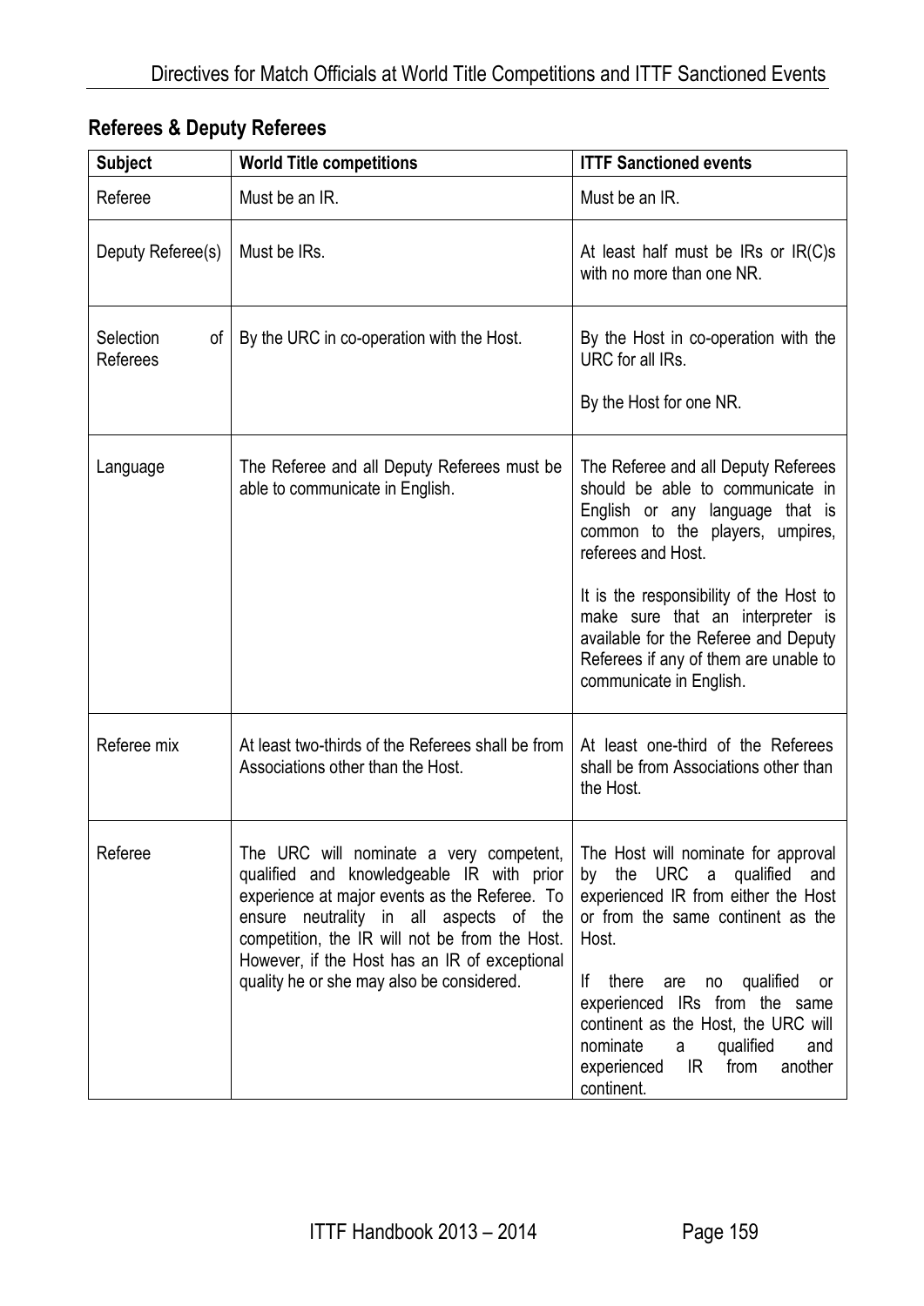## Referees & Deputy Referees

| Subject | World Title competitions | ITTF Sanctioned events |
| --- | --- | --- |
| Referee | Must be an IR. | Must be an IR. |
| Deputy Referee(s) | Must be IRs. | At least half must be IRs or IR(C)s with no more than one NR. |
| Selection of Referees | By the URC in co-operation with the Host. | By the Host in co-operation with the URC for all IRs.<br><br>By the Host for one NR. |
| Language | The Referee and all Deputy Referees must be able to communicate in English. | The Referee and all Deputy Referees should be able to communicate in English or any language that is common to the players, umpires, referees and Host.<br><br>It is the responsibility of the Host to make sure that an interpreter is available for the Referee and Deputy Referees if any of them are unable to communicate in English. |
| Referee mix | At least two-thirds of the Referees shall be from Associations other than the Host. | At least one-third of the Referees shall be from Associations other than the Host. |
| Referee | The URC will nominate a very competent, qualified and knowledgeable IR with prior experience at major events as the Referee. To ensure neutrality in all aspects of the competition, the IR will not be from the Host. However, if the Host has an IR of exceptional quality he or she may also be considered. | The Host will nominate for approval by the URC a qualified and experienced IR from either the Host or from the same continent as the Host.<br><br>If there are no qualified or experienced IRs from the same continent as the Host, the URC will nominate a qualified and experienced IR from another continent. |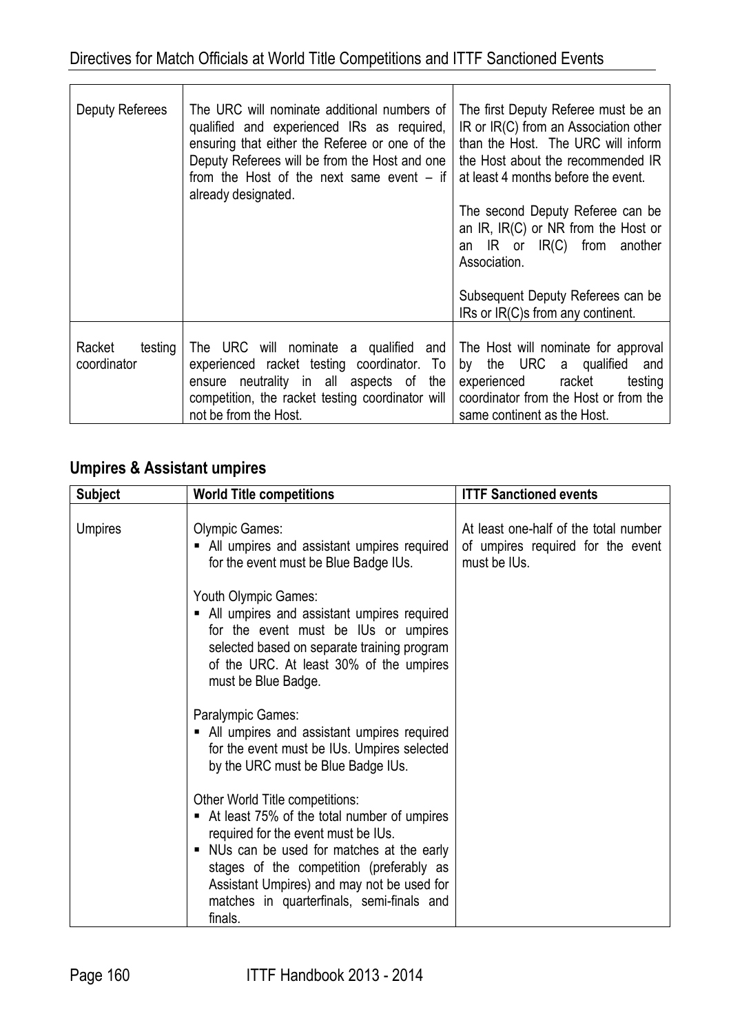| | | |
|---|---|---|
| Deputy Referees | The URC will nominate additional numbers of qualified and experienced IRs as required, ensuring that either the Referee or one of the Deputy Referees will be from the Host and one from the Host of the next same event – if already designated. | The first Deputy Referee must be an IR or IR(C) from an Association other than the Host. The URC will inform the Host about the recommended IR at least 4 months before the event.<br><br>The second Deputy Referee can be an IR, IR(C) or NR from the Host or an IR or IR(C) from another Association.<br><br>Subsequent Deputy Referees can be IRs or IR(C)s from any continent. |
| Racket testing coordinator | The URC will nominate a qualified and experienced racket testing coordinator. To ensure neutrality in all aspects of the competition, the racket testing coordinator will not be from the Host. | The Host will nominate for approval by the URC a qualified and experienced racket testing coordinator from the Host or from the same continent as the Host. |

## Umpires & Assistant umpires

| Subject | World Title competitions | ITTF Sanctioned events |
|---|---|---|
| Umpires | Olympic Games:<br>▪ All umpires and assistant umpires required for the event must be Blue Badge IUs.<br><br>Youth Olympic Games:<br>▪ All umpires and assistant umpires required for the event must be IUs or umpires selected based on separate training program of the URC. At least 30% of the umpires must be Blue Badge.<br><br>Paralympic Games:<br>▪ All umpires and assistant umpires required for the event must be IUs. Umpires selected by the URC must be Blue Badge IUs.<br><br>Other World Title competitions:<br>▪ At least 75% of the total number of umpires required for the event must be IUs.<br>▪ NUs can be used for matches at the early stages of the competition (preferably as Assistant Umpires) and may not be used for matches in quarterfinals, semi-finals and finals. | At least one-half of the total number of umpires required for the event must be IUs. |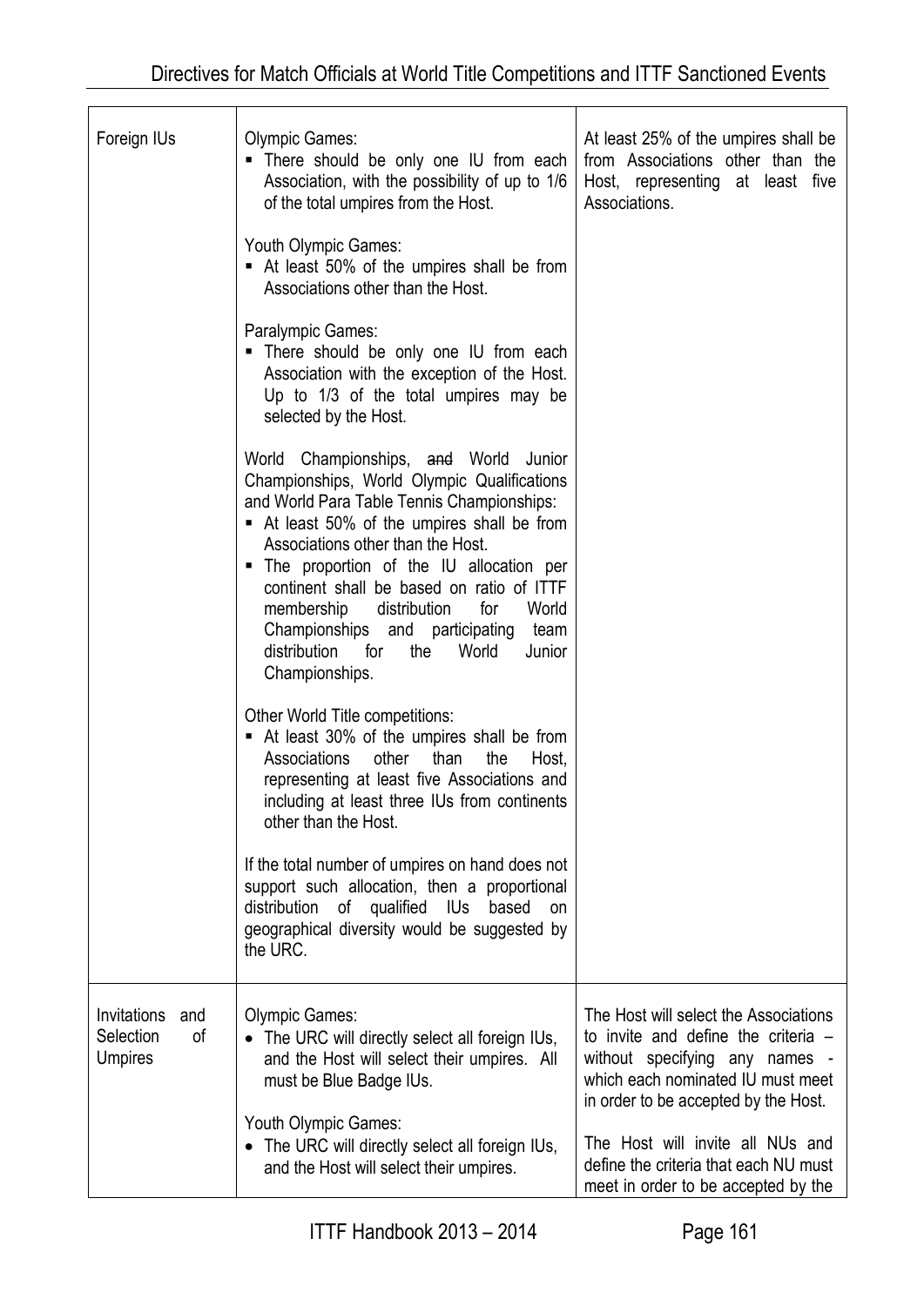| | | |
|---|---|---|
| Foreign IUs | Olympic Games:<br>▪ There should be only one IU from each Association, with the possibility of up to 1/6 of the total umpires from the Host.<br><br>Youth Olympic Games:<br>▪ At least 50% of the umpires shall be from Associations other than the Host.<br><br>Paralympic Games:<br>▪ There should be only one IU from each Association with the exception of the Host. Up to 1/3 of the total umpires may be selected by the Host.<br><br>World Championships, ~~and~~ World Junior Championships, World Olympic Qualifications and World Para Table Tennis Championships:<br>▪ At least 50% of the umpires shall be from Associations other than the Host.<br>▪ The proportion of the IU allocation per continent shall be based on ratio of ITTF membership distribution for World Championships and participating team distribution for the World Junior Championships.<br><br>Other World Title competitions:<br>▪ At least 30% of the umpires shall be from Associations other than the Host, representing at least five Associations and including at least three IUs from continents other than the Host.<br><br>If the total number of umpires on hand does not support such allocation, then a proportional distribution of qualified IUs based on geographical diversity would be suggested by the URC. | At least 25% of the umpires shall be from Associations other than the Host, representing at least five Associations. |
| Invitations and Selection of Umpires | Olympic Games:<br>• The URC will directly select all foreign IUs, and the Host will select their umpires. All must be Blue Badge IUs.<br><br>Youth Olympic Games:<br>• The URC will directly select all foreign IUs, and the Host will select their umpires. | The Host will select the Associations to invite and define the criteria – without specifying any names - which each nominated IU must meet in order to be accepted by the Host.<br><br>The Host will invite all NUs and define the criteria that each NU must meet in order to be accepted by the |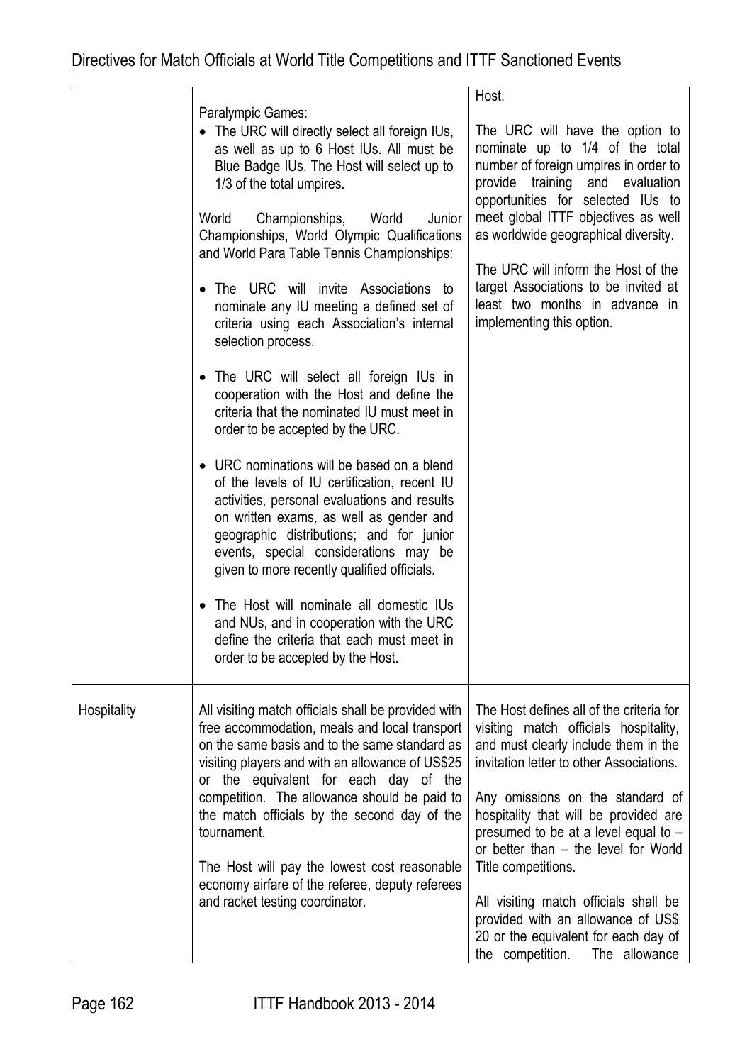| | | |
|---|---|---|
| | Paralympic Games:<br>• The URC will directly select all foreign IUs, as well as up to 6 Host IUs. All must be Blue Badge IUs. The Host will select up to 1/3 of the total umpires.<br><br>World Championships, World Junior Championships, World Olympic Qualifications and World Para Table Tennis Championships:<br>• The URC will invite Associations to nominate any IU meeting a defined set of criteria using each Association's internal selection process.<br>• The URC will select all foreign IUs in cooperation with the Host and define the criteria that the nominated IU must meet in order to be accepted by the URC.<br>• URC nominations will be based on a blend of the levels of IU certification, recent IU activities, personal evaluations and results on written exams, as well as gender and geographic distributions; and for junior events, special considerations may be given to more recently qualified officials.<br>• The Host will nominate all domestic IUs and NUs, and in cooperation with the URC define the criteria that each must meet in order to be accepted by the Host. | Host.<br><br>The URC will have the option to nominate up to 1/4 of the total number of foreign umpires in order to provide training and evaluation opportunities for selected IUs to meet global ITTF objectives as well as worldwide geographical diversity.<br><br>The URC will inform the Host of the target Associations to be invited at least two months in advance in implementing this option. |
| Hospitality | All visiting match officials shall be provided with free accommodation, meals and local transport on the same basis and to the same standard as visiting players and with an allowance of US$25 or the equivalent for each day of the competition. The allowance should be paid to the match officials by the second day of the tournament.<br><br>The Host will pay the lowest cost reasonable economy airfare of the referee, deputy referees and racket testing coordinator. | The Host defines all of the criteria for visiting match officials hospitality, and must clearly include them in the invitation letter to other Associations.<br><br>Any omissions on the standard of hospitality that will be provided are presumed to be at a level equal to – or better than – the level for World Title competitions.<br><br>All visiting match officials shall be provided with an allowance of US$ 20 or the equivalent for each day of the competition. The allowance |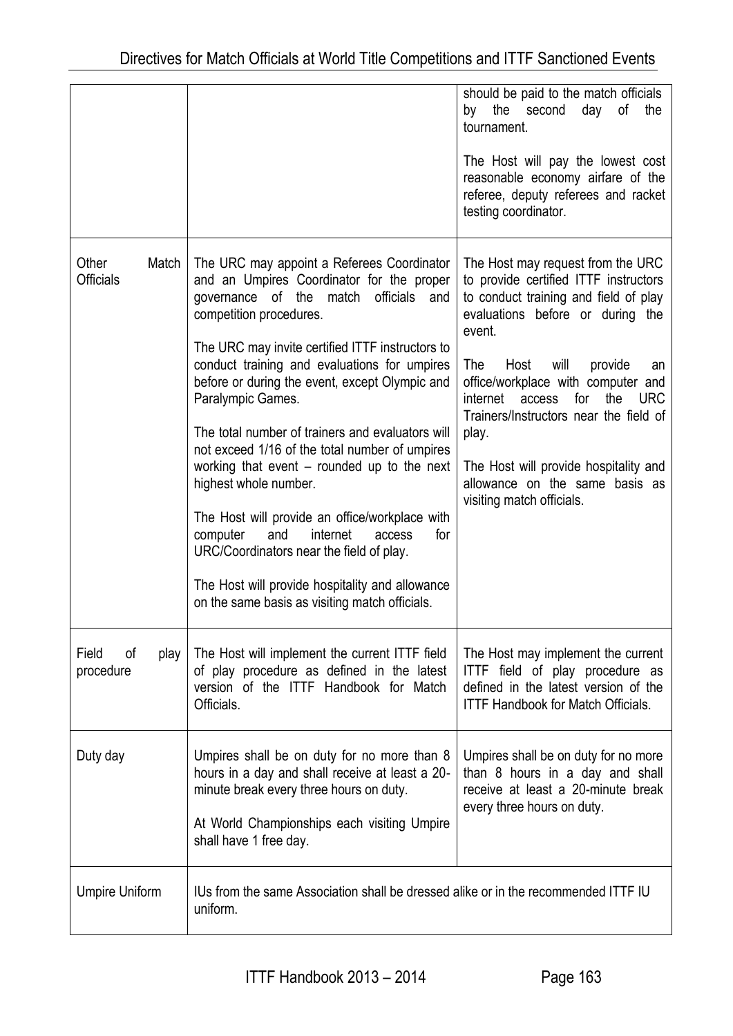| | | |
|---|---|---|
| | | should be paid to the match officials by the second day of the tournament.<br><br>The Host will pay the lowest cost reasonable economy airfare of the referee, deputy referees and racket testing coordinator. |
| Other Match Officials | The URC may appoint a Referees Coordinator and an Umpires Coordinator for the proper governance of the match officials and competition procedures.<br><br>The URC may invite certified ITTF instructors to conduct training and evaluations for umpires before or during the event, except Olympic and Paralympic Games.<br><br>The total number of trainers and evaluators will not exceed 1/16 of the total number of umpires working that event – rounded up to the next highest whole number.<br><br>The Host will provide an office/workplace with computer and internet access for URC/Coordinators near the field of play.<br><br>The Host will provide hospitality and allowance on the same basis as visiting match officials. | The Host may request from the URC to provide certified ITTF instructors to conduct training and field of play evaluations before or during the event.<br><br>The Host will provide an office/workplace with computer and internet access for the URC Trainers/Instructors near the field of play.<br><br>The Host will provide hospitality and allowance on the same basis as visiting match officials. |
| Field of play procedure | The Host will implement the current ITTF field of play procedure as defined in the latest version of the ITTF Handbook for Match Officials. | The Host may implement the current ITTF field of play procedure as defined in the latest version of the ITTF Handbook for Match Officials. |
| Duty day | Umpires shall be on duty for no more than 8 hours in a day and shall receive at least a 20-minute break every three hours on duty.<br><br>At World Championships each visiting Umpire shall have 1 free day. | Umpires shall be on duty for no more than 8 hours in a day and shall receive at least a 20-minute break every three hours on duty. |
| Umpire Uniform | IUs from the same Association shall be dressed alike or in the recommended ITTF IU uniform. | |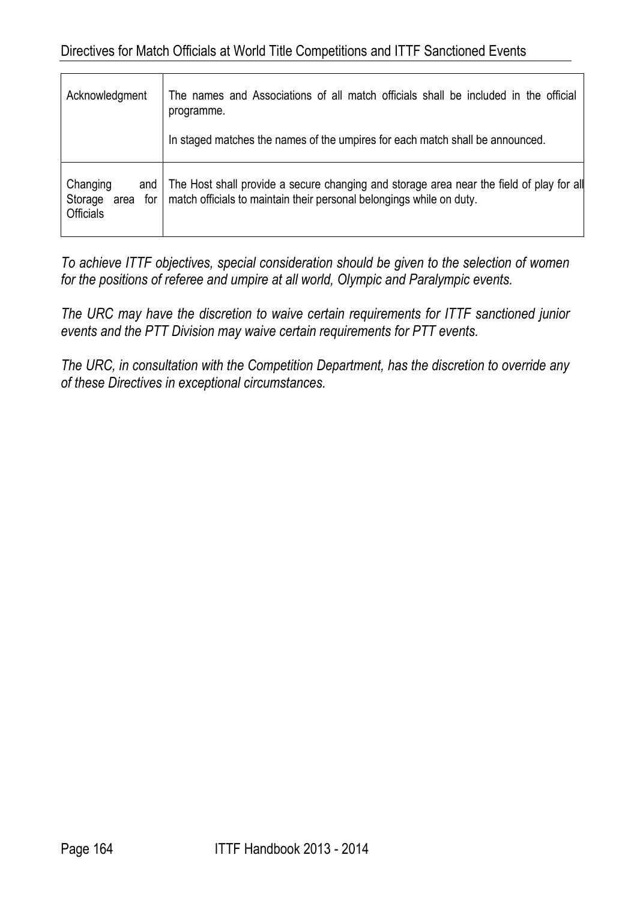| | |
|---|---|
| Acknowledgment | The names and Associations of all match officials shall be included in the official programme.<br><br>In staged matches the names of the umpires for each match shall be announced. |
| Changing and Storage area for Officials | The Host shall provide a secure changing and storage area near the field of play for all match officials to maintain their personal belongings while on duty. |

*To achieve ITTF objectives, special consideration should be given to the selection of women for the positions of referee and umpire at all world, Olympic and Paralympic events.*

*The URC may have the discretion to waive certain requirements for ITTF sanctioned junior events and the PTT Division may waive certain requirements for PTT events.*

*The URC, in consultation with the Competition Department, has the discretion to override any of these Directives in exceptional circumstances.*